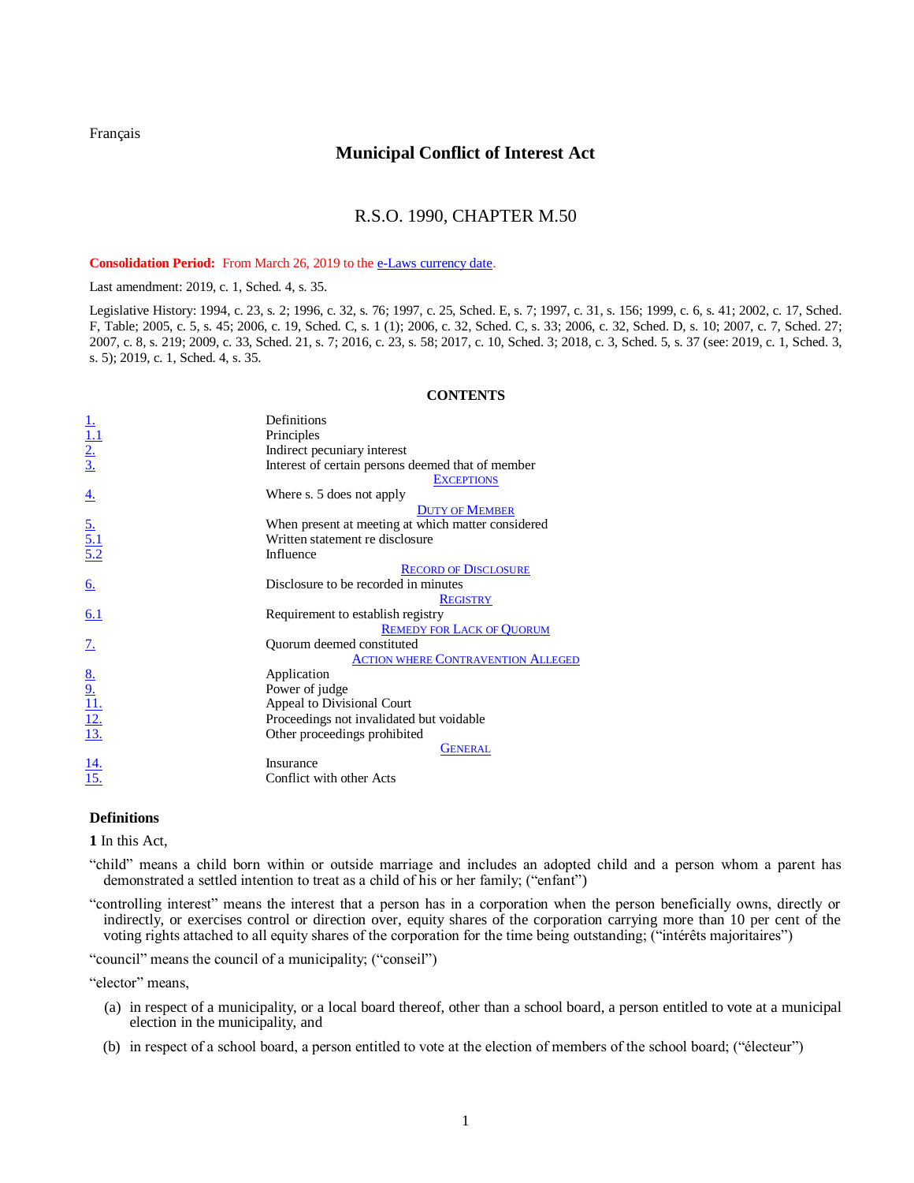Français

# Municipal Conflict of Interest Act

## R.S.O. 1990, CHAPTER M.50

**Consolidation Period:** From March 26, 2019 to the e-Laws currency date.

Last amendment: 2019, c. 1, Sched. 4, s. 35.

Legislative History: 1994, c. 23, s. 2; 1996, c. 32, s. 76; 1997, c. 25, Sched. E, s. 7; 1997, c. 31, s. 156; 1999, c. 6, s. 41; 2002, c. 17, Sched. F, Table; 2005, c. 5, s. 45; 2006, c. 19, Sched. C, s. 1 (1); 2006, c. 32, Sched. C, s. 33; 2006, c. 32, Sched. D, s. 10; 2007, c. 7, Sched. 27; 2007, c. 8, s. 219; 2009, c. 33, Sched. 21, s. 7; 2016, c. 23, s. 58; 2017, c. 10, Sched. 3; 2018, c. 3, Sched. 5, s. 37 (see: 2019, c. 1, Sched. 3, s. 5); 2019, c. 1, Sched. 4, s. 35.

### CONTENTS

| | |
|---|---|
| 1. | Definitions |
| 1.1 | Principles |
| 2. | Indirect pecuniary interest |
| 3. | Interest of certain persons deemed that of member |
| | EXCEPTIONS |
| 4. | Where s. 5 does not apply |
| | DUTY OF MEMBER |
| 5. | When present at meeting at which matter considered |
| 5.1 | Written statement re disclosure |
| 5.2 | Influence |
| | RECORD OF DISCLOSURE |
| 6. | Disclosure to be recorded in minutes |
| | REGISTRY |
| 6.1 | Requirement to establish registry |
| | REMEDY FOR LACK OF QUORUM |
| 7. | Quorum deemed constituted |
| | ACTION WHERE CONTRAVENTION ALLEGED |
| 8. | Application |
| 9. | Power of judge |
| 11. | Appeal to Divisional Court |
| 12. | Proceedings not invalidated but voidable |
| 13. | Other proceedings prohibited |
| | GENERAL |
| 14. | Insurance |
| 15. | Conflict with other Acts |

### Definitions

**1** In this Act,

"child" means a child born within or outside marriage and includes an adopted child and a person whom a parent has demonstrated a settled intention to treat as a child of his or her family; ("enfant")

"controlling interest" means the interest that a person has in a corporation when the person beneficially owns, directly or indirectly, or exercises control or direction over, equity shares of the corporation carrying more than 10 per cent of the voting rights attached to all equity shares of the corporation for the time being outstanding; ("intérêts majoritaires")

"council" means the council of a municipality; ("conseil")

"elector" means,

(a) in respect of a municipality, or a local board thereof, other than a school board, a person entitled to vote at a municipal election in the municipality, and

(b) in respect of a school board, a person entitled to vote at the election of members of the school board; ("électeur")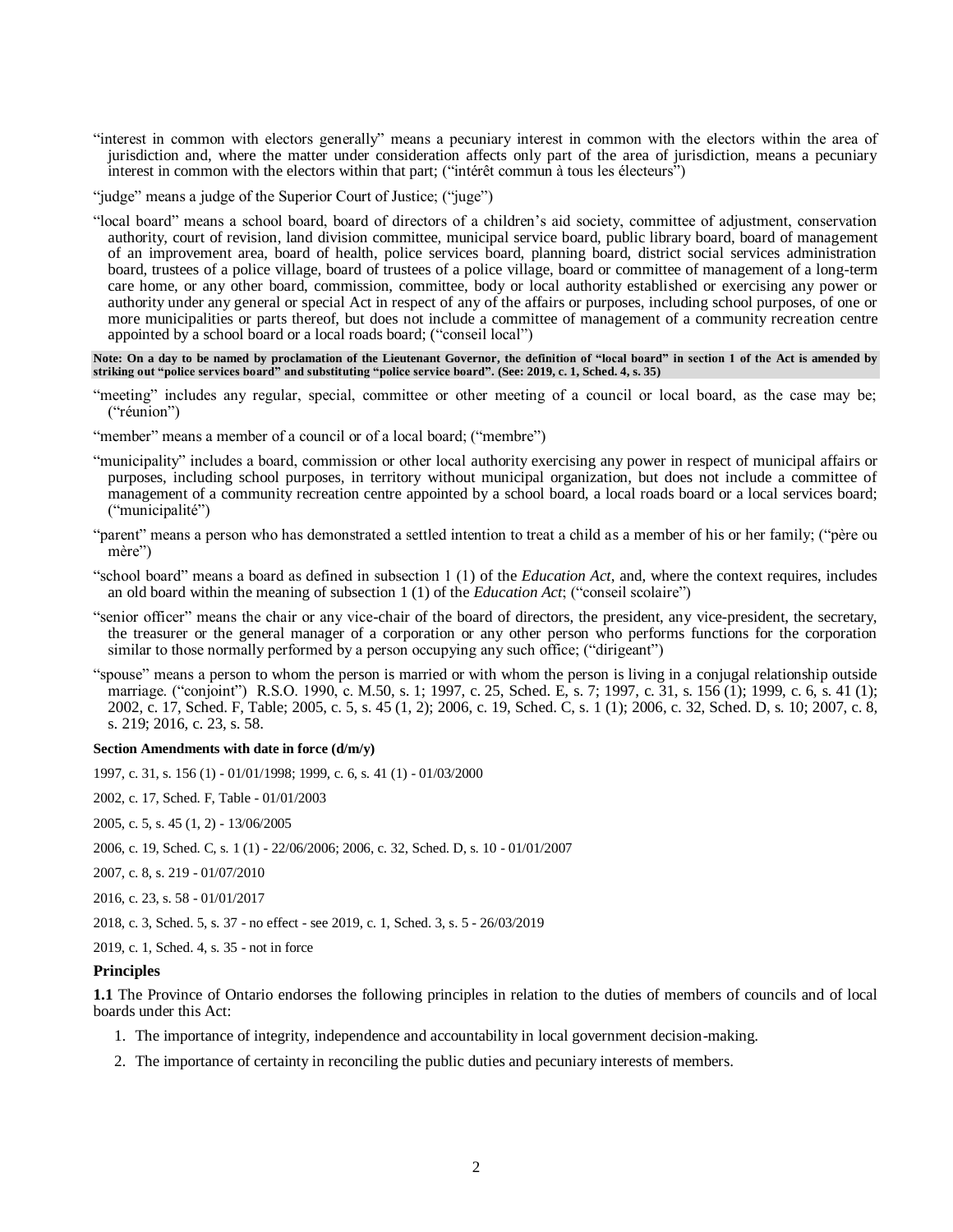"interest in common with electors generally" means a pecuniary interest in common with the electors within the area of jurisdiction and, where the matter under consideration affects only part of the area of jurisdiction, means a pecuniary interest in common with the electors within that part; ("intérêt commun à tous les électeurs")

"judge" means a judge of the Superior Court of Justice; ("juge")

"local board" means a school board, board of directors of a children's aid society, committee of adjustment, conservation authority, court of revision, land division committee, municipal service board, public library board, board of management of an improvement area, board of health, police services board, planning board, district social services administration board, trustees of a police village, board of trustees of a police village, board or committee of management of a long-term care home, or any other board, commission, committee, body or local authority established or exercising any power or authority under any general or special Act in respect of any of the affairs or purposes, including school purposes, of one or more municipalities or parts thereof, but does not include a committee of management of a community recreation centre appointed by a school board or a local roads board; ("conseil local")

**Note: On a day to be named by proclamation of the Lieutenant Governor, the definition of "local board" in section 1 of the Act is amended by striking out "police services board" and substituting "police service board". (See: 2019, c. 1, Sched. 4, s. 35)**

"meeting" includes any regular, special, committee or other meeting of a council or local board, as the case may be; ("réunion")

"member" means a member of a council or of a local board; ("membre")

"municipality" includes a board, commission or other local authority exercising any power in respect of municipal affairs or purposes, including school purposes, in territory without municipal organization, but does not include a committee of management of a community recreation centre appointed by a school board, a local roads board or a local services board; ("municipalité")

"parent" means a person who has demonstrated a settled intention to treat a child as a member of his or her family; ("père ou mère")

"school board" means a board as defined in subsection 1 (1) of the *Education Act*, and, where the context requires, includes an old board within the meaning of subsection 1 (1) of the *Education Act*; ("conseil scolaire")

"senior officer" means the chair or any vice-chair of the board of directors, the president, any vice-president, the secretary, the treasurer or the general manager of a corporation or any other person who performs functions for the corporation similar to those normally performed by a person occupying any such office; ("dirigeant")

"spouse" means a person to whom the person is married or with whom the person is living in a conjugal relationship outside marriage. ("conjoint") R.S.O. 1990, c. M.50, s. 1; 1997, c. 25, Sched. E, s. 7; 1997, c. 31, s. 156 (1); 1999, c. 6, s. 41 (1); 2002, c. 17, Sched. F, Table; 2005, c. 5, s. 45 (1, 2); 2006, c. 19, Sched. C, s. 1 (1); 2006, c. 32, Sched. D, s. 10; 2007, c. 8, s. 219; 2016, c. 23, s. 58.

**Section Amendments with date in force (d/m/y)**

1997, c. 31, s. 156 (1) - 01/01/1998; 1999, c. 6, s. 41 (1) - 01/03/2000

2002, c. 17, Sched. F, Table - 01/01/2003

2005, c. 5, s. 45 (1, 2) - 13/06/2005

2006, c. 19, Sched. C, s. 1 (1) - 22/06/2006; 2006, c. 32, Sched. D, s. 10 - 01/01/2007

2007, c. 8, s. 219 - 01/07/2010

2016, c. 23, s. 58 - 01/01/2017

2018, c. 3, Sched. 5, s. 37 - no effect - see 2019, c. 1, Sched. 3, s. 5 - 26/03/2019

2019, c. 1, Sched. 4, s. 35 - not in force

### Principles

**1.1** The Province of Ontario endorses the following principles in relation to the duties of members of councils and of local boards under this Act:

1. The importance of integrity, independence and accountability in local government decision-making.
2. The importance of certainty in reconciling the public duties and pecuniary interests of members.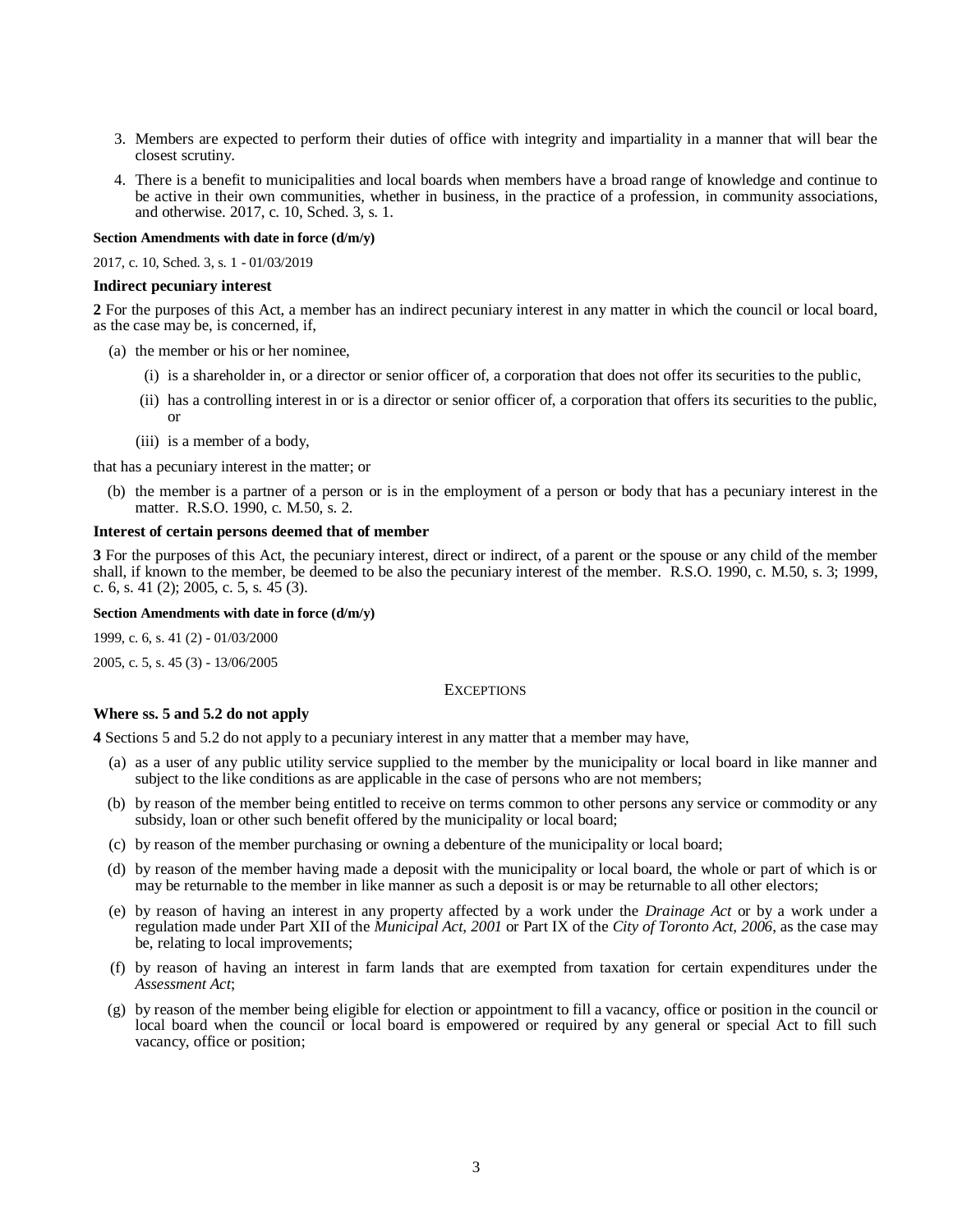3. Members are expected to perform their duties of office with integrity and impartiality in a manner that will bear the closest scrutiny.
4. There is a benefit to municipalities and local boards when members have a broad range of knowledge and continue to be active in their own communities, whether in business, in the practice of a profession, in community associations, and otherwise. 2017, c. 10, Sched. 3, s. 1.

**Section Amendments with date in force (d/m/y)**

2017, c. 10, Sched. 3, s. 1 - 01/03/2019

**Indirect pecuniary interest**

**2** For the purposes of this Act, a member has an indirect pecuniary interest in any matter in which the council or local board, as the case may be, is concerned, if,

(a) the member or his or her nominee,

  (i) is a shareholder in, or a director or senior officer of, a corporation that does not offer its securities to the public,

  (ii) has a controlling interest in or is a director or senior officer of, a corporation that offers its securities to the public, or

  (iii) is a member of a body,

that has a pecuniary interest in the matter; or

(b) the member is a partner of a person or is in the employment of a person or body that has a pecuniary interest in the matter. R.S.O. 1990, c. M.50, s. 2.

**Interest of certain persons deemed that of member**

**3** For the purposes of this Act, the pecuniary interest, direct or indirect, of a parent or the spouse or any child of the member shall, if known to the member, be deemed to be also the pecuniary interest of the member. R.S.O. 1990, c. M.50, s. 3; 1999, c. 6, s. 41 (2); 2005, c. 5, s. 45 (3).

**Section Amendments with date in force (d/m/y)**

1999, c. 6, s. 41 (2) - 01/03/2000

2005, c. 5, s. 45 (3) - 13/06/2005

EXCEPTIONS

**Where ss. 5 and 5.2 do not apply**

**4** Sections 5 and 5.2 do not apply to a pecuniary interest in any matter that a member may have,

(a) as a user of any public utility service supplied to the member by the municipality or local board in like manner and subject to the like conditions as are applicable in the case of persons who are not members;

(b) by reason of the member being entitled to receive on terms common to other persons any service or commodity or any subsidy, loan or other such benefit offered by the municipality or local board;

(c) by reason of the member purchasing or owning a debenture of the municipality or local board;

(d) by reason of the member having made a deposit with the municipality or local board, the whole or part of which is or may be returnable to the member in like manner as such a deposit is or may be returnable to all other electors;

(e) by reason of having an interest in any property affected by a work under the *Drainage Act* or by a work under a regulation made under Part XII of the *Municipal Act, 2001* or Part IX of the *City of Toronto Act, 2006*, as the case may be, relating to local improvements;

(f) by reason of having an interest in farm lands that are exempted from taxation for certain expenditures under the *Assessment Act*;

(g) by reason of the member being eligible for election or appointment to fill a vacancy, office or position in the council or local board when the council or local board is empowered or required by any general or special Act to fill such vacancy, office or position;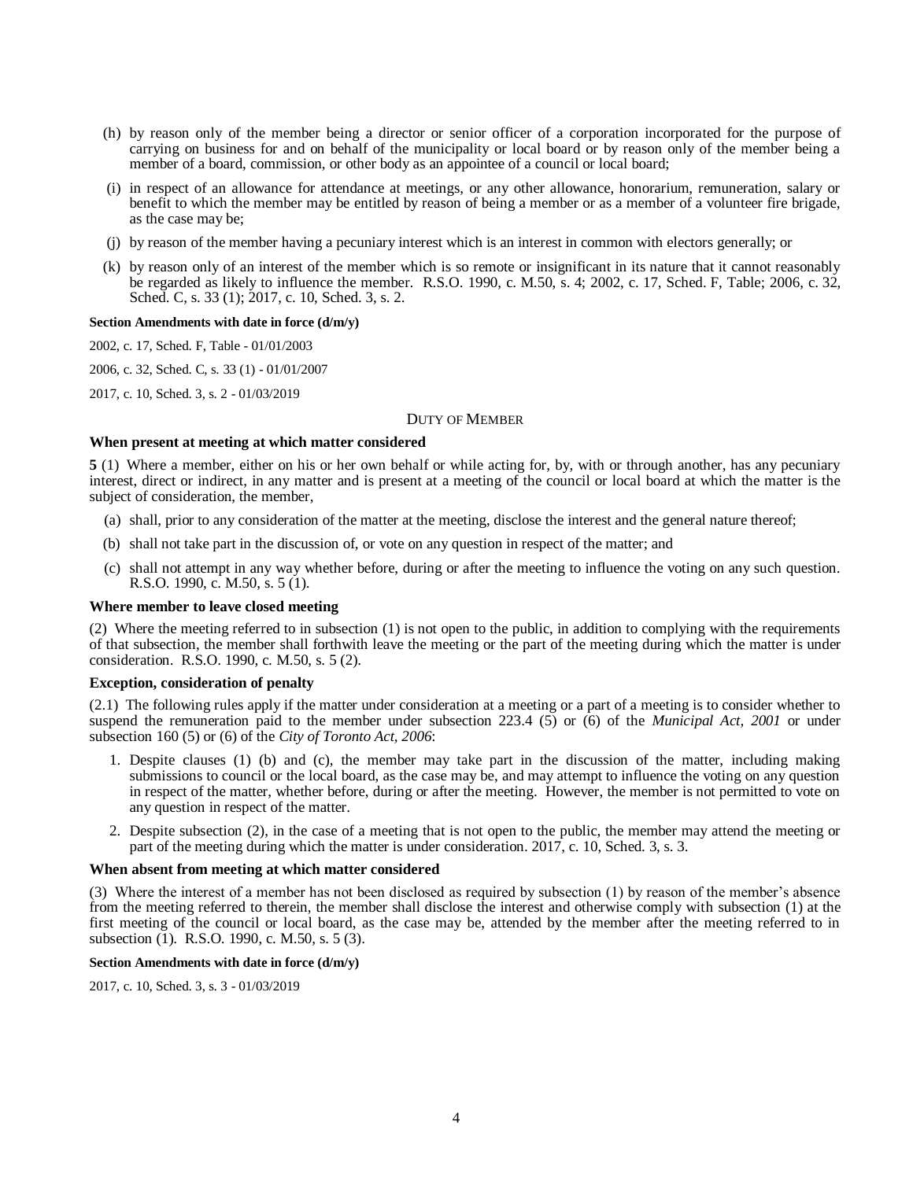(h) by reason only of the member being a director or senior officer of a corporation incorporated for the purpose of carrying on business for and on behalf of the municipality or local board or by reason only of the member being a member of a board, commission, or other body as an appointee of a council or local board;

(i) in respect of an allowance for attendance at meetings, or any other allowance, honorarium, remuneration, salary or benefit to which the member may be entitled by reason of being a member or as a member of a volunteer fire brigade, as the case may be;

(j) by reason of the member having a pecuniary interest which is an interest in common with electors generally; or

(k) by reason only of an interest of the member which is so remote or insignificant in its nature that it cannot reasonably be regarded as likely to influence the member. R.S.O. 1990, c. M.50, s. 4; 2002, c. 17, Sched. F, Table; 2006, c. 32, Sched. C, s. 33 (1); 2017, c. 10, Sched. 3, s. 2.

**Section Amendments with date in force (d/m/y)**

2002, c. 17, Sched. F, Table - 01/01/2003

2006, c. 32, Sched. C, s. 33 (1) - 01/01/2007

2017, c. 10, Sched. 3, s. 2 - 01/03/2019

## DUTY OF MEMBER

### When present at meeting at which matter considered

**5** (1) Where a member, either on his or her own behalf or while acting for, by, with or through another, has any pecuniary interest, direct or indirect, in any matter and is present at a meeting of the council or local board at which the matter is the subject of consideration, the member,

(a) shall, prior to any consideration of the matter at the meeting, disclose the interest and the general nature thereof;

(b) shall not take part in the discussion of, or vote on any question in respect of the matter; and

(c) shall not attempt in any way whether before, during or after the meeting to influence the voting on any such question. R.S.O. 1990, c. M.50, s. 5 (1).

### Where member to leave closed meeting

(2) Where the meeting referred to in subsection (1) is not open to the public, in addition to complying with the requirements of that subsection, the member shall forthwith leave the meeting or the part of the meeting during which the matter is under consideration. R.S.O. 1990, c. M.50, s. 5 (2).

### Exception, consideration of penalty

(2.1) The following rules apply if the matter under consideration at a meeting or a part of a meeting is to consider whether to suspend the remuneration paid to the member under subsection 223.4 (5) or (6) of the *Municipal Act, 2001* or under subsection 160 (5) or (6) of the *City of Toronto Act, 2006*:

1. Despite clauses (1) (b) and (c), the member may take part in the discussion of the matter, including making submissions to council or the local board, as the case may be, and may attempt to influence the voting on any question in respect of the matter, whether before, during or after the meeting. However, the member is not permitted to vote on any question in respect of the matter.
2. Despite subsection (2), in the case of a meeting that is not open to the public, the member may attend the meeting or part of the meeting during which the matter is under consideration. 2017, c. 10, Sched. 3, s. 3.

### When absent from meeting at which matter considered

(3) Where the interest of a member has not been disclosed as required by subsection (1) by reason of the member's absence from the meeting referred to therein, the member shall disclose the interest and otherwise comply with subsection (1) at the first meeting of the council or local board, as the case may be, attended by the member after the meeting referred to in subsection (1). R.S.O. 1990, c. M.50, s. 5 (3).

**Section Amendments with date in force (d/m/y)**

2017, c. 10, Sched. 3, s. 3 - 01/03/2019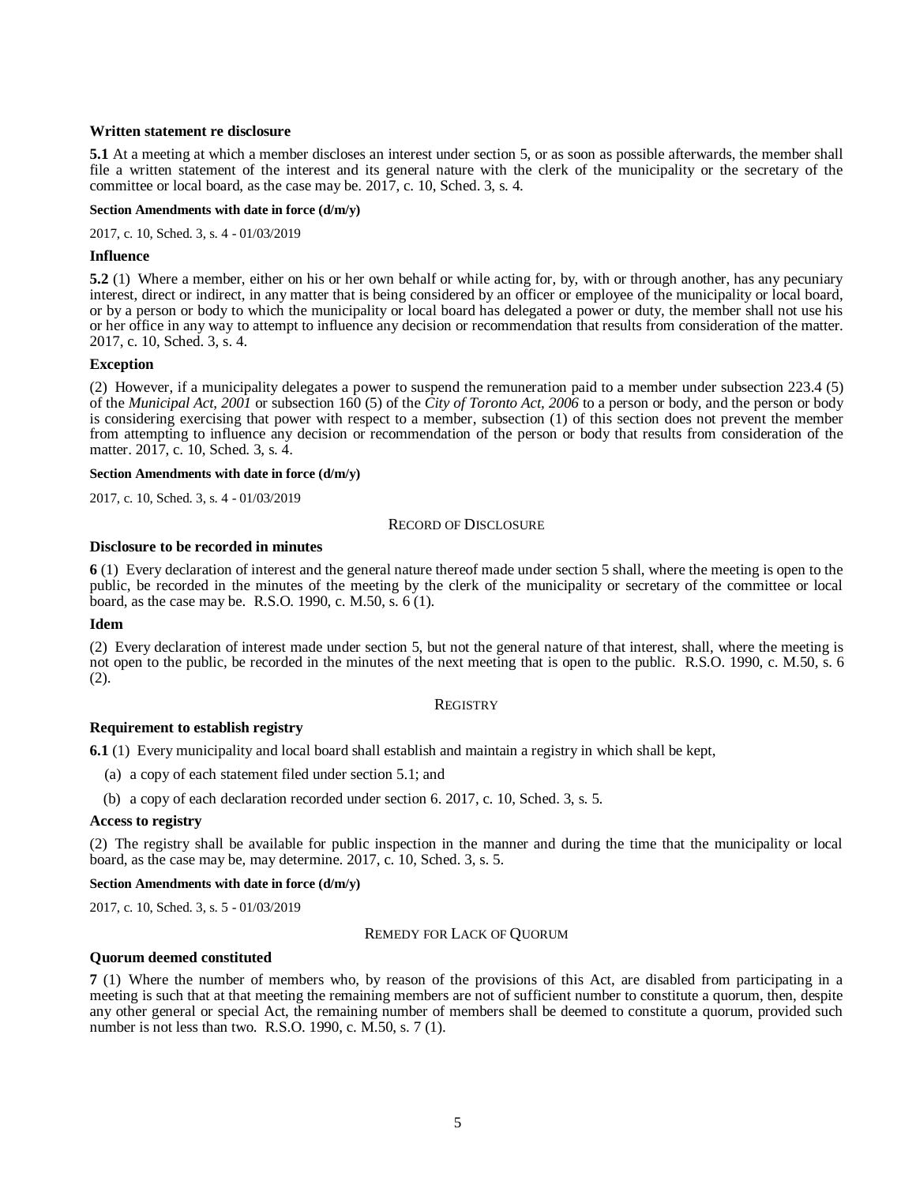**Written statement re disclosure**

**5.1** At a meeting at which a member discloses an interest under section 5, or as soon as possible afterwards, the member shall file a written statement of the interest and its general nature with the clerk of the municipality or the secretary of the committee or local board, as the case may be. 2017, c. 10, Sched. 3, s. 4.

**Section Amendments with date in force (d/m/y)**

2017, c. 10, Sched. 3, s. 4 - 01/03/2019

**Influence**

**5.2** (1) Where a member, either on his or her own behalf or while acting for, by, with or through another, has any pecuniary interest, direct or indirect, in any matter that is being considered by an officer or employee of the municipality or local board, or by a person or body to which the municipality or local board has delegated a power or duty, the member shall not use his or her office in any way to attempt to influence any decision or recommendation that results from consideration of the matter. 2017, c. 10, Sched. 3, s. 4.

**Exception**

(2) However, if a municipality delegates a power to suspend the remuneration paid to a member under subsection 223.4 (5) of the *Municipal Act, 2001* or subsection 160 (5) of the *City of Toronto Act, 2006* to a person or body, and the person or body is considering exercising that power with respect to a member, subsection (1) of this section does not prevent the member from attempting to influence any decision or recommendation of the person or body that results from consideration of the matter. 2017, c. 10, Sched. 3, s. 4.

**Section Amendments with date in force (d/m/y)**

2017, c. 10, Sched. 3, s. 4 - 01/03/2019

RECORD OF DISCLOSURE

**Disclosure to be recorded in minutes**

**6** (1) Every declaration of interest and the general nature thereof made under section 5 shall, where the meeting is open to the public, be recorded in the minutes of the meeting by the clerk of the municipality or secretary of the committee or local board, as the case may be. R.S.O. 1990, c. M.50, s. 6 (1).

**Idem**

(2) Every declaration of interest made under section 5, but not the general nature of that interest, shall, where the meeting is not open to the public, be recorded in the minutes of the next meeting that is open to the public. R.S.O. 1990, c. M.50, s. 6 (2).

REGISTRY

**Requirement to establish registry**

**6.1** (1) Every municipality and local board shall establish and maintain a registry in which shall be kept,

(a) a copy of each statement filed under section 5.1; and

(b) a copy of each declaration recorded under section 6. 2017, c. 10, Sched. 3, s. 5.

**Access to registry**

(2) The registry shall be available for public inspection in the manner and during the time that the municipality or local board, as the case may be, may determine. 2017, c. 10, Sched. 3, s. 5.

**Section Amendments with date in force (d/m/y)**

2017, c. 10, Sched. 3, s. 5 - 01/03/2019

REMEDY FOR LACK OF QUORUM

**Quorum deemed constituted**

**7** (1) Where the number of members who, by reason of the provisions of this Act, are disabled from participating in a meeting is such that at that meeting the remaining members are not of sufficient number to constitute a quorum, then, despite any other general or special Act, the remaining number of members shall be deemed to constitute a quorum, provided such number is not less than two. R.S.O. 1990, c. M.50, s. 7 (1).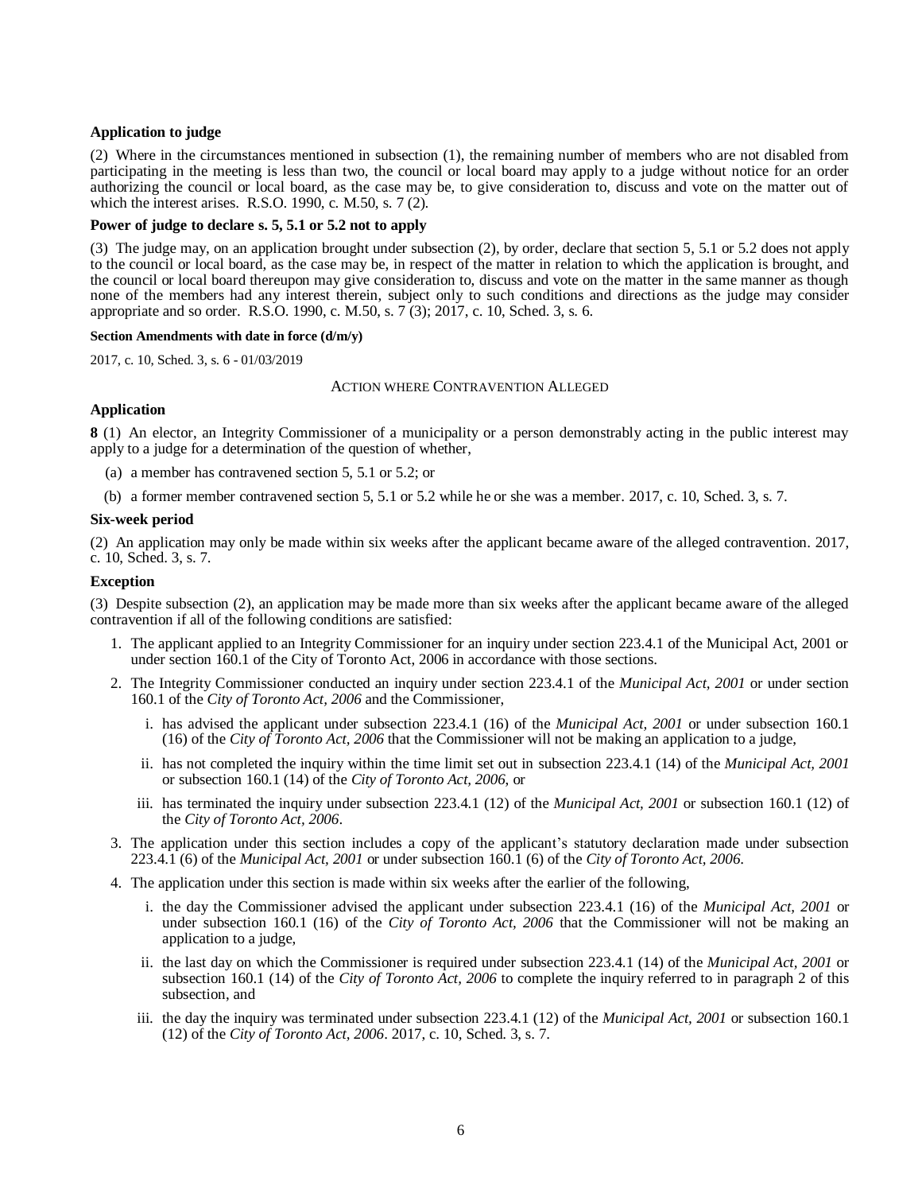**Application to judge**

(2) Where in the circumstances mentioned in subsection (1), the remaining number of members who are not disabled from participating in the meeting is less than two, the council or local board may apply to a judge without notice for an order authorizing the council or local board, as the case may be, to give consideration to, discuss and vote on the matter out of which the interest arises. R.S.O. 1990, c. M.50, s. 7 (2).

**Power of judge to declare s. 5, 5.1 or 5.2 not to apply**

(3) The judge may, on an application brought under subsection (2), by order, declare that section 5, 5.1 or 5.2 does not apply to the council or local board, as the case may be, in respect of the matter in relation to which the application is brought, and the council or local board thereupon may give consideration to, discuss and vote on the matter in the same manner as though none of the members had any interest therein, subject only to such conditions and directions as the judge may consider appropriate and so order. R.S.O. 1990, c. M.50, s. 7 (3); 2017, c. 10, Sched. 3, s. 6.

**Section Amendments with date in force (d/m/y)**

2017, c. 10, Sched. 3, s. 6 - 01/03/2019

ACTION WHERE CONTRAVENTION ALLEGED

**Application**

**8** (1) An elector, an Integrity Commissioner of a municipality or a person demonstrably acting in the public interest may apply to a judge for a determination of the question of whether,

(a) a member has contravened section 5, 5.1 or 5.2; or

(b) a former member contravened section 5, 5.1 or 5.2 while he or she was a member. 2017, c. 10, Sched. 3, s. 7.

**Six-week period**

(2) An application may only be made within six weeks after the applicant became aware of the alleged contravention. 2017, c. 10, Sched. 3, s. 7.

**Exception**

(3) Despite subsection (2), an application may be made more than six weeks after the applicant became aware of the alleged contravention if all of the following conditions are satisfied:

1. The applicant applied to an Integrity Commissioner for an inquiry under section 223.4.1 of the Municipal Act, 2001 or under section 160.1 of the City of Toronto Act, 2006 in accordance with those sections.
2. The Integrity Commissioner conducted an inquiry under section 223.4.1 of the *Municipal Act, 2001* or under section 160.1 of the *City of Toronto Act, 2006* and the Commissioner,
   i. has advised the applicant under subsection 223.4.1 (16) of the *Municipal Act, 2001* or under subsection 160.1 (16) of the *City of Toronto Act, 2006* that the Commissioner will not be making an application to a judge,
   ii. has not completed the inquiry within the time limit set out in subsection 223.4.1 (14) of the *Municipal Act, 2001* or subsection 160.1 (14) of the *City of Toronto Act, 2006*, or
   iii. has terminated the inquiry under subsection 223.4.1 (12) of the *Municipal Act, 2001* or subsection 160.1 (12) of the *City of Toronto Act, 2006*.
3. The application under this section includes a copy of the applicant's statutory declaration made under subsection 223.4.1 (6) of the *Municipal Act, 2001* or under subsection 160.1 (6) of the *City of Toronto Act, 2006*.
4. The application under this section is made within six weeks after the earlier of the following,
   i. the day the Commissioner advised the applicant under subsection 223.4.1 (16) of the *Municipal Act, 2001* or under subsection 160.1 (16) of the *City of Toronto Act, 2006* that the Commissioner will not be making an application to a judge,
   ii. the last day on which the Commissioner is required under subsection 223.4.1 (14) of the *Municipal Act, 2001* or subsection 160.1 (14) of the *City of Toronto Act, 2006* to complete the inquiry referred to in paragraph 2 of this subsection, and
   iii. the day the inquiry was terminated under subsection 223.4.1 (12) of the *Municipal Act, 2001* or subsection 160.1 (12) of the *City of Toronto Act, 2006*. 2017, c. 10, Sched. 3, s. 7.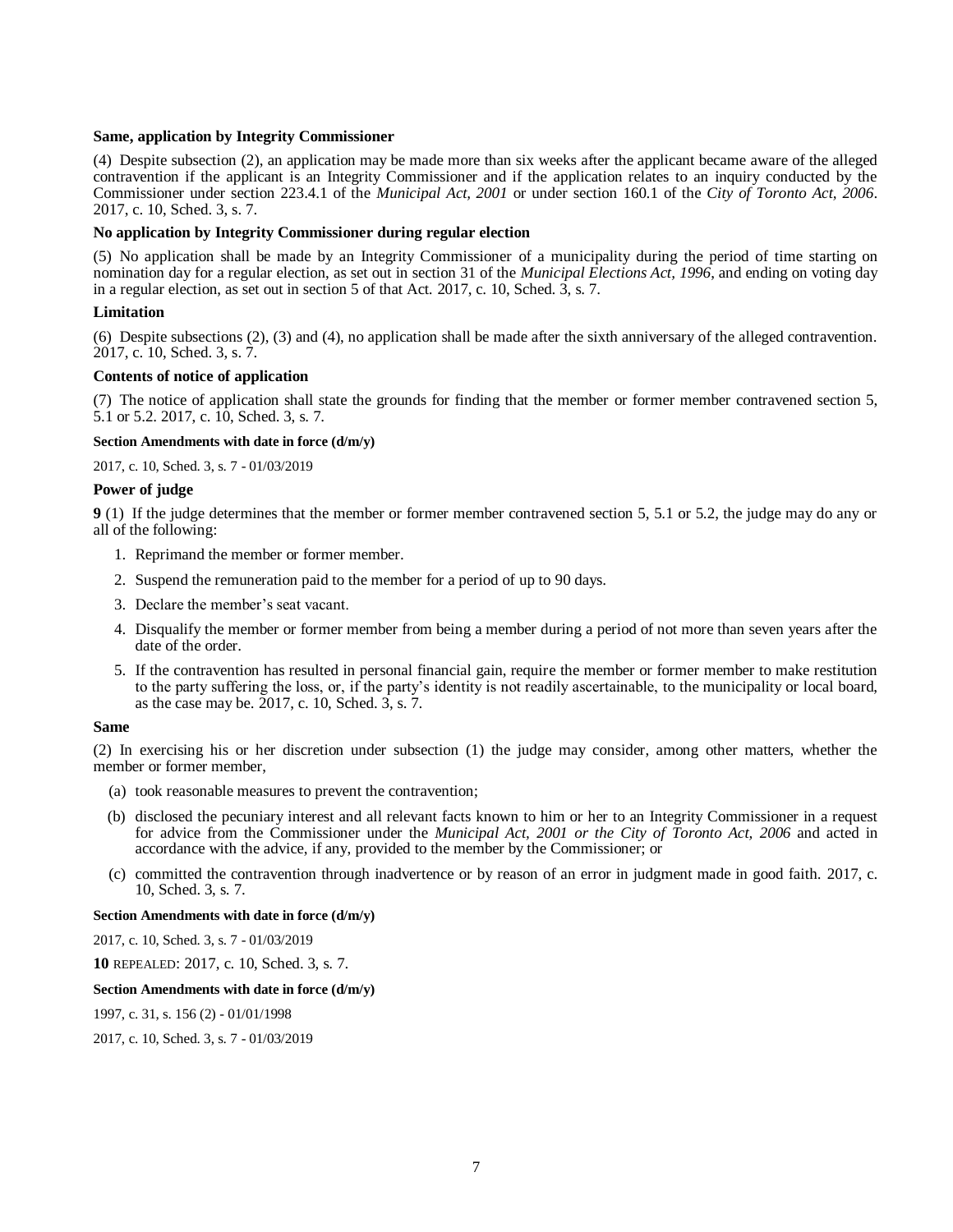**Same, application by Integrity Commissioner**

(4) Despite subsection (2), an application may be made more than six weeks after the applicant became aware of the alleged contravention if the applicant is an Integrity Commissioner and if the application relates to an inquiry conducted by the Commissioner under section 223.4.1 of the *Municipal Act, 2001* or under section 160.1 of the *City of Toronto Act, 2006*. 2017, c. 10, Sched. 3, s. 7.

**No application by Integrity Commissioner during regular election**

(5) No application shall be made by an Integrity Commissioner of a municipality during the period of time starting on nomination day for a regular election, as set out in section 31 of the *Municipal Elections Act, 1996*, and ending on voting day in a regular election, as set out in section 5 of that Act. 2017, c. 10, Sched. 3, s. 7.

**Limitation**

(6) Despite subsections (2), (3) and (4), no application shall be made after the sixth anniversary of the alleged contravention. 2017, c. 10, Sched. 3, s. 7.

**Contents of notice of application**

(7) The notice of application shall state the grounds for finding that the member or former member contravened section 5, 5.1 or 5.2. 2017, c. 10, Sched. 3, s. 7.

**Section Amendments with date in force (d/m/y)**

2017, c. 10, Sched. 3, s. 7 - 01/03/2019

**Power of judge**

**9** (1) If the judge determines that the member or former member contravened section 5, 5.1 or 5.2, the judge may do any or all of the following:

1. Reprimand the member or former member.
2. Suspend the remuneration paid to the member for a period of up to 90 days.
3. Declare the member's seat vacant.
4. Disqualify the member or former member from being a member during a period of not more than seven years after the date of the order.
5. If the contravention has resulted in personal financial gain, require the member or former member to make restitution to the party suffering the loss, or, if the party's identity is not readily ascertainable, to the municipality or local board, as the case may be. 2017, c. 10, Sched. 3, s. 7.

**Same**

(2) In exercising his or her discretion under subsection (1) the judge may consider, among other matters, whether the member or former member,

(a) took reasonable measures to prevent the contravention;

(b) disclosed the pecuniary interest and all relevant facts known to him or her to an Integrity Commissioner in a request for advice from the Commissioner under the *Municipal Act, 2001 or the City of Toronto Act, 2006* and acted in accordance with the advice, if any, provided to the member by the Commissioner; or

(c) committed the contravention through inadvertence or by reason of an error in judgment made in good faith. 2017, c. 10, Sched. 3, s. 7.

**Section Amendments with date in force (d/m/y)**

2017, c. 10, Sched. 3, s. 7 - 01/03/2019

**10** REPEALED: 2017, c. 10, Sched. 3, s. 7.

**Section Amendments with date in force (d/m/y)**

1997, c. 31, s. 156 (2) - 01/01/1998

2017, c. 10, Sched. 3, s. 7 - 01/03/2019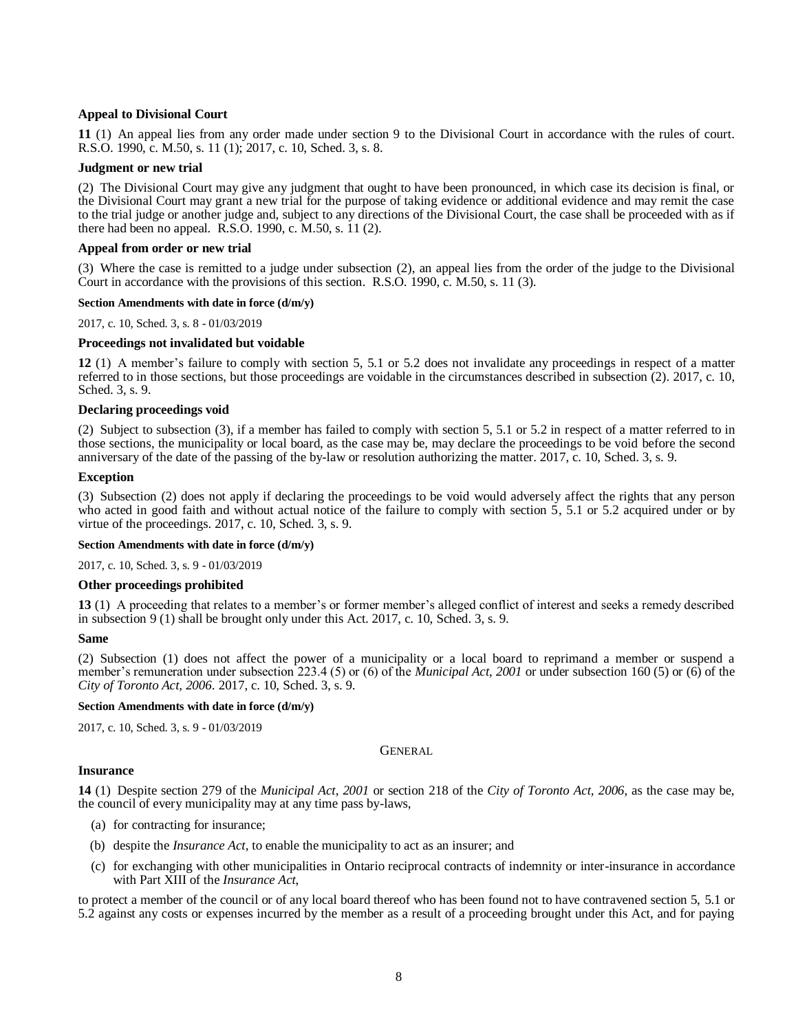**Appeal to Divisional Court**

**11** (1) An appeal lies from any order made under section 9 to the Divisional Court in accordance with the rules of court. R.S.O. 1990, c. M.50, s. 11 (1); 2017, c. 10, Sched. 3, s. 8.

**Judgment or new trial**

(2) The Divisional Court may give any judgment that ought to have been pronounced, in which case its decision is final, or the Divisional Court may grant a new trial for the purpose of taking evidence or additional evidence and may remit the case to the trial judge or another judge and, subject to any directions of the Divisional Court, the case shall be proceeded with as if there had been no appeal. R.S.O. 1990, c. M.50, s. 11 (2).

**Appeal from order or new trial**

(3) Where the case is remitted to a judge under subsection (2), an appeal lies from the order of the judge to the Divisional Court in accordance with the provisions of this section. R.S.O. 1990, c. M.50, s. 11 (3).

**Section Amendments with date in force (d/m/y)**

2017, c. 10, Sched. 3, s. 8 - 01/03/2019

**Proceedings not invalidated but voidable**

**12** (1) A member's failure to comply with section 5, 5.1 or 5.2 does not invalidate any proceedings in respect of a matter referred to in those sections, but those proceedings are voidable in the circumstances described in subsection (2). 2017, c. 10, Sched. 3, s. 9.

**Declaring proceedings void**

(2) Subject to subsection (3), if a member has failed to comply with section 5, 5.1 or 5.2 in respect of a matter referred to in those sections, the municipality or local board, as the case may be, may declare the proceedings to be void before the second anniversary of the date of the passing of the by-law or resolution authorizing the matter. 2017, c. 10, Sched. 3, s. 9.

**Exception**

(3) Subsection (2) does not apply if declaring the proceedings to be void would adversely affect the rights that any person who acted in good faith and without actual notice of the failure to comply with section 5, 5.1 or 5.2 acquired under or by virtue of the proceedings. 2017, c. 10, Sched. 3, s. 9.

**Section Amendments with date in force (d/m/y)**

2017, c. 10, Sched. 3, s. 9 - 01/03/2019

**Other proceedings prohibited**

**13** (1) A proceeding that relates to a member's or former member's alleged conflict of interest and seeks a remedy described in subsection 9 (1) shall be brought only under this Act. 2017, c. 10, Sched. 3, s. 9.

**Same**

(2) Subsection (1) does not affect the power of a municipality or a local board to reprimand a member or suspend a member's remuneration under subsection 223.4 (5) or (6) of the *Municipal Act, 2001* or under subsection 160 (5) or (6) of the *City of Toronto Act, 2006*. 2017, c. 10, Sched. 3, s. 9.

**Section Amendments with date in force (d/m/y)**

2017, c. 10, Sched. 3, s. 9 - 01/03/2019

GENERAL

**Insurance**

**14** (1) Despite section 279 of the *Municipal Act, 2001* or section 218 of the *City of Toronto Act, 2006*, as the case may be, the council of every municipality may at any time pass by-laws,

(a) for contracting for insurance;

(b) despite the *Insurance Act*, to enable the municipality to act as an insurer; and

(c) for exchanging with other municipalities in Ontario reciprocal contracts of indemnity or inter-insurance in accordance with Part XIII of the *Insurance Act*,

to protect a member of the council or of any local board thereof who has been found not to have contravened section 5, 5.1 or 5.2 against any costs or expenses incurred by the member as a result of a proceeding brought under this Act, and for paying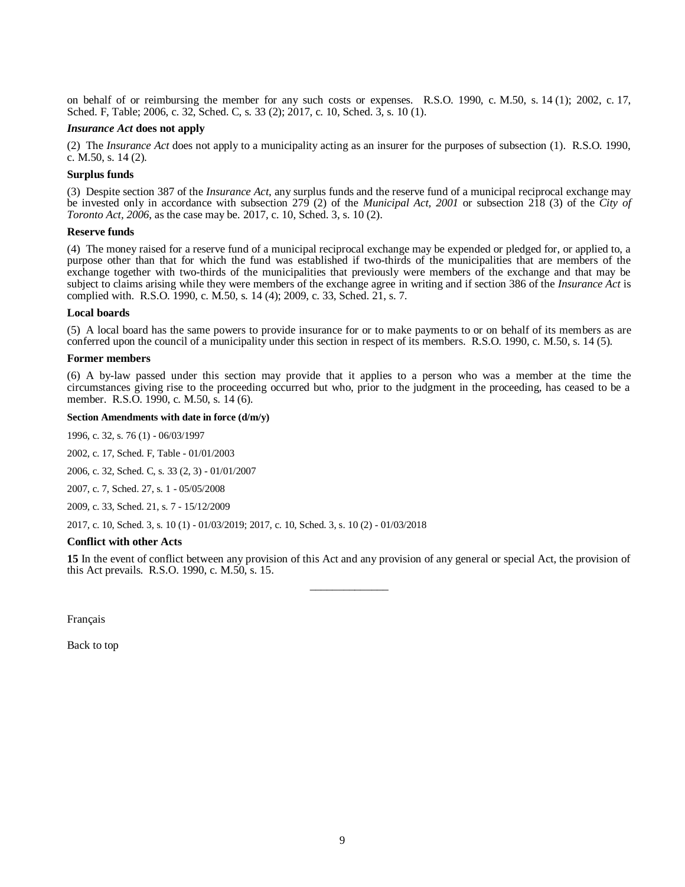on behalf of or reimbursing the member for any such costs or expenses. R.S.O. 1990, c. M.50, s. 14 (1); 2002, c. 17, Sched. F, Table; 2006, c. 32, Sched. C, s. 33 (2); 2017, c. 10, Sched. 3, s. 10 (1).

**_Insurance Act_ does not apply**

(2) The *Insurance Act* does not apply to a municipality acting as an insurer for the purposes of subsection (1). R.S.O. 1990, c. M.50, s. 14 (2).

**Surplus funds**

(3) Despite section 387 of the *Insurance Act*, any surplus funds and the reserve fund of a municipal reciprocal exchange may be invested only in accordance with subsection 279 (2) of the *Municipal Act, 2001* or subsection 218 (3) of the *City of Toronto Act, 2006*, as the case may be. 2017, c. 10, Sched. 3, s. 10 (2).

**Reserve funds**

(4) The money raised for a reserve fund of a municipal reciprocal exchange may be expended or pledged for, or applied to, a purpose other than that for which the fund was established if two-thirds of the municipalities that are members of the exchange together with two-thirds of the municipalities that previously were members of the exchange and that may be subject to claims arising while they were members of the exchange agree in writing and if section 386 of the *Insurance Act* is complied with. R.S.O. 1990, c. M.50, s. 14 (4); 2009, c. 33, Sched. 21, s. 7.

**Local boards**

(5) A local board has the same powers to provide insurance for or to make payments to or on behalf of its members as are conferred upon the council of a municipality under this section in respect of its members. R.S.O. 1990, c. M.50, s. 14 (5).

**Former members**

(6) A by-law passed under this section may provide that it applies to a person who was a member at the time the circumstances giving rise to the proceeding occurred but who, prior to the judgment in the proceeding, has ceased to be a member. R.S.O. 1990, c. M.50, s. 14 (6).

**Section Amendments with date in force (d/m/y)**

1996, c. 32, s. 76 (1) - 06/03/1997

2002, c. 17, Sched. F, Table - 01/01/2003

2006, c. 32, Sched. C, s. 33 (2, 3) - 01/01/2007

2007, c. 7, Sched. 27, s. 1 - 05/05/2008

2009, c. 33, Sched. 21, s. 7 - 15/12/2009

2017, c. 10, Sched. 3, s. 10 (1) - 01/03/2019; 2017, c. 10, Sched. 3, s. 10 (2) - 01/03/2018

**Conflict with other Acts**

**15** In the event of conflict between any provision of this Act and any provision of any general or special Act, the provision of this Act prevails. R.S.O. 1990, c. M.50, s. 15.

______________

Français

Back to top